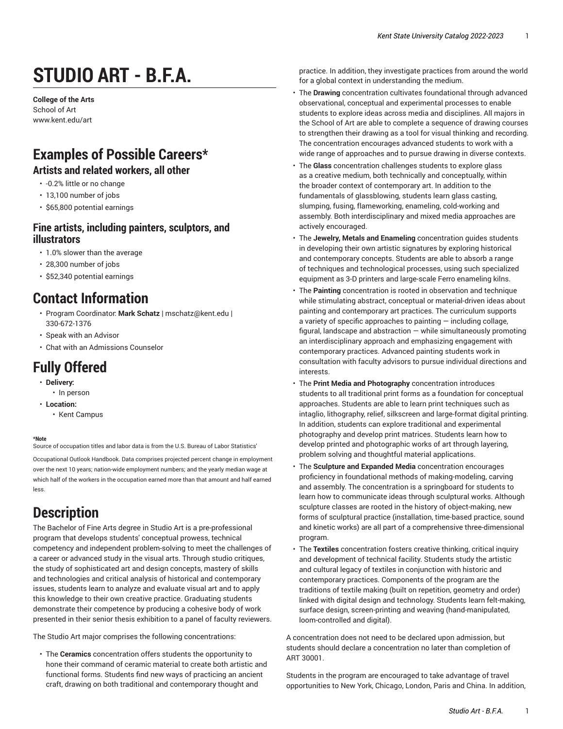# STUDIO ART - B.F.A.

**College of the Arts**
School of Art
www.kent.edu/art

## Examples of Possible Careers*

### Artists and related workers, all other

- -0.2% little or no change
- 13,100 number of jobs
- $65,800 potential earnings

### Fine artists, including painters, sculptors, and illustrators

- 1.0% slower than the average
- 28,300 number of jobs
- $52,340 potential earnings

## Contact Information

- Program Coordinator: **Mark Schatz** | mschatz@kent.edu | 330-672-1376
- Speak with an Advisor
- Chat with an Admissions Counselor

## Fully Offered

- **Delivery:**
  - In person
- **Location:**
  - Kent Campus

**\*Note**
Source of occupation titles and labor data is from the U.S. Bureau of Labor Statistics' Occupational Outlook Handbook. Data comprises projected percent change in employment over the next 10 years; nation-wide employment numbers; and the yearly median wage at which half of the workers in the occupation earned more than that amount and half earned less.

## Description

The Bachelor of Fine Arts degree in Studio Art is a pre-professional program that develops students' conceptual prowess, technical competency and independent problem-solving to meet the challenges of a career or advanced study in the visual arts. Through studio critiques, the study of sophisticated art and design concepts, mastery of skills and technologies and critical analysis of historical and contemporary issues, students learn to analyze and evaluate visual art and to apply this knowledge to their own creative practice. Graduating students demonstrate their competence by producing a cohesive body of work presented in their senior thesis exhibition to a panel of faculty reviewers.

The Studio Art major comprises the following concentrations:

- The **Ceramics** concentration offers students the opportunity to hone their command of ceramic material to create both artistic and functional forms. Students find new ways of practicing an ancient craft, drawing on both traditional and contemporary thought and practice. In addition, they investigate practices from around the world for a global context in understanding the medium.
- The **Drawing** concentration cultivates foundational through advanced observational, conceptual and experimental processes to enable students to explore ideas across media and disciplines. All majors in the School of Art are able to complete a sequence of drawing courses to strengthen their drawing as a tool for visual thinking and recording. The concentration encourages advanced students to work with a wide range of approaches and to pursue drawing in diverse contexts.
- The **Glass** concentration challenges students to explore glass as a creative medium, both technically and conceptually, within the broader context of contemporary art. In addition to the fundamentals of glassblowing, students learn glass casting, slumping, fusing, flameworking, enameling, cold-working and assembly. Both interdisciplinary and mixed media approaches are actively encouraged.
- The **Jewelry, Metals and Enameling** concentration guides students in developing their own artistic signatures by exploring historical and contemporary concepts. Students are able to absorb a range of techniques and technological processes, using such specialized equipment as 3-D printers and large-scale Ferro enameling kilns.
- The **Painting** concentration is rooted in observation and technique while stimulating abstract, conceptual or material-driven ideas about painting and contemporary art practices. The curriculum supports a variety of specific approaches to painting — including collage, figural, landscape and abstraction — while simultaneously promoting an interdisciplinary approach and emphasizing engagement with contemporary practices. Advanced painting students work in consultation with faculty advisors to pursue individual directions and interests.
- The **Print Media and Photography** concentration introduces students to all traditional print forms as a foundation for conceptual approaches. Students are able to learn print techniques such as intaglio, lithography, relief, silkscreen and large-format digital printing. In addition, students can explore traditional and experimental photography and develop print matrices. Students learn how to develop printed and photographic works of art through layering, problem solving and thoughtful material applications.
- The **Sculpture and Expanded Media** concentration encourages proficiency in foundational methods of making-modeling, carving and assembly. The concentration is a springboard for students to learn how to communicate ideas through sculptural works. Although sculpture classes are rooted in the history of object-making, new forms of sculptural practice (installation, time-based practice, sound and kinetic works) are all part of a comprehensive three-dimensional program.
- The **Textiles** concentration fosters creative thinking, critical inquiry and development of technical facility. Students study the artistic and cultural legacy of textiles in conjunction with historic and contemporary practices. Components of the program are the traditions of textile making (built on repetition, geometry and order) linked with digital design and technology. Students learn felt-making, surface design, screen-printing and weaving (hand-manipulated, loom-controlled and digital).

A concentration does not need to be declared upon admission, but students should declare a concentration no later than completion of ART 30001.

Students in the program are encouraged to take advantage of travel opportunities to New York, Chicago, London, Paris and China. In addition,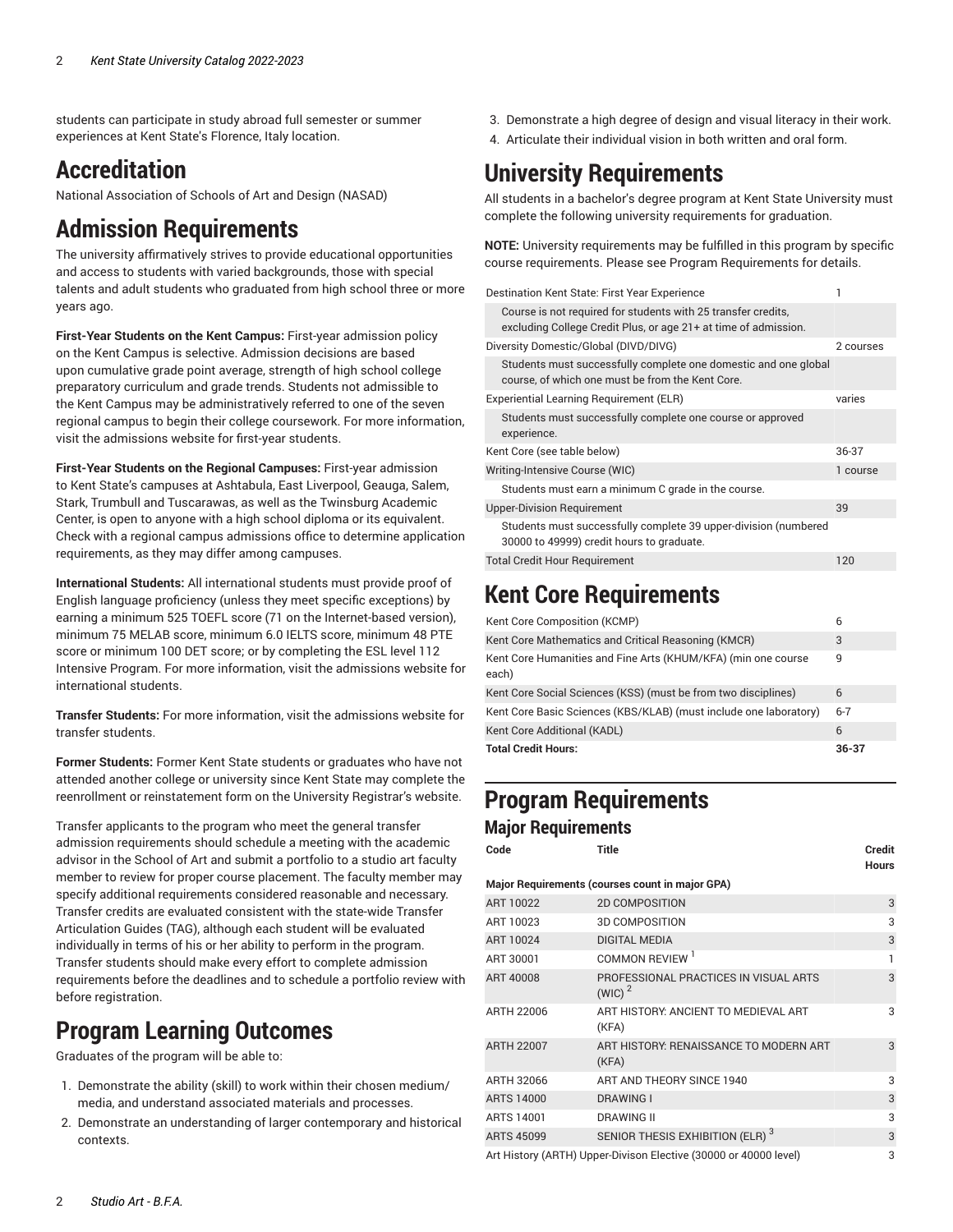students can participate in study abroad full semester or summer experiences at Kent State's Florence, Italy location.

## Accreditation

National Association of Schools of Art and Design (NASAD)

## Admission Requirements

The university affirmatively strives to provide educational opportunities and access to students with varied backgrounds, those with special talents and adult students who graduated from high school three or more years ago.

**First-Year Students on the Kent Campus:** First-year admission policy on the Kent Campus is selective. Admission decisions are based upon cumulative grade point average, strength of high school college preparatory curriculum and grade trends. Students not admissible to the Kent Campus may be administratively referred to one of the seven regional campus to begin their college coursework. For more information, visit the admissions website for first-year students.

**First-Year Students on the Regional Campuses:** First-year admission to Kent State's campuses at Ashtabula, East Liverpool, Geauga, Salem, Stark, Trumbull and Tuscarawas, as well as the Twinsburg Academic Center, is open to anyone with a high school diploma or its equivalent. Check with a regional campus admissions office to determine application requirements, as they may differ among campuses.

**International Students:** All international students must provide proof of English language proficiency (unless they meet specific exceptions) by earning a minimum 525 TOEFL score (71 on the Internet-based version), minimum 75 MELAB score, minimum 6.0 IELTS score, minimum 48 PTE score or minimum 100 DET score; or by completing the ESL level 112 Intensive Program. For more information, visit the admissions website for international students.

**Transfer Students:** For more information, visit the admissions website for transfer students.

**Former Students:** Former Kent State students or graduates who have not attended another college or university since Kent State may complete the reenrollment or reinstatement form on the University Registrar's website.

Transfer applicants to the program who meet the general transfer admission requirements should schedule a meeting with the academic advisor in the School of Art and submit a portfolio to a studio art faculty member to review for proper course placement. The faculty member may specify additional requirements considered reasonable and necessary. Transfer credits are evaluated consistent with the state-wide Transfer Articulation Guides (TAG), although each student will be evaluated individually in terms of his or her ability to perform in the program. Transfer students should make every effort to complete admission requirements before the deadlines and to schedule a portfolio review with before registration.

## Program Learning Outcomes

Graduates of the program will be able to:

1. Demonstrate the ability (skill) to work within their chosen medium/media, and understand associated materials and processes.
2. Demonstrate an understanding of larger contemporary and historical contexts.
3. Demonstrate a high degree of design and visual literacy in their work.
4. Articulate their individual vision in both written and oral form.

## University Requirements

All students in a bachelor's degree program at Kent State University must complete the following university requirements for graduation.

**NOTE:** University requirements may be fulfilled in this program by specific course requirements. Please see Program Requirements for details.

| | |
|---|---|
| Destination Kent State: First Year Experience | 1 |
| Course is not required for students with 25 transfer credits, excluding College Credit Plus, or age 21+ at time of admission. | |
| Diversity Domestic/Global (DIVD/DIVG) | 2 courses |
| Students must successfully complete one domestic and one global course, of which one must be from the Kent Core. | |
| Experiential Learning Requirement (ELR) | varies |
| Students must successfully complete one course or approved experience. | |
| Kent Core (see table below) | 36-37 |
| Writing-Intensive Course (WIC) | 1 course |
| Students must earn a minimum C grade in the course. | |
| Upper-Division Requirement | 39 |
| Students must successfully complete 39 upper-division (numbered 30000 to 49999) credit hours to graduate. | |
| Total Credit Hour Requirement | 120 |

## Kent Core Requirements

| | |
|---|---|
| Kent Core Composition (KCMP) | 6 |
| Kent Core Mathematics and Critical Reasoning (KMCR) | 3 |
| Kent Core Humanities and Fine Arts (KHUM/KFA) (min one course each) | 9 |
| Kent Core Social Sciences (KSS) (must be from two disciplines) | 6 |
| Kent Core Basic Sciences (KBS/KLAB) (must include one laboratory) | 6-7 |
| Kent Core Additional (KADL) | 6 |
| **Total Credit Hours:** | **36-37** |

## Program Requirements

### Major Requirements

| Code | Title | Credit Hours |
|---|---|---|
| **Major Requirements (courses count in major GPA)** | | |
| ART 10022 | 2D COMPOSITION | 3 |
| ART 10023 | 3D COMPOSITION | 3 |
| ART 10024 | DIGITAL MEDIA | 3 |
| ART 30001 | COMMON REVIEW [1] | 1 |
| ART 40008 | PROFESSIONAL PRACTICES IN VISUAL ARTS (WIC) [2] | 3 |
| ARTH 22006 | ART HISTORY: ANCIENT TO MEDIEVAL ART (KFA) | 3 |
| ARTH 22007 | ART HISTORY: RENAISSANCE TO MODERN ART (KFA) | 3 |
| ARTH 32066 | ART AND THEORY SINCE 1940 | 3 |
| ARTS 14000 | DRAWING I | 3 |
| ARTS 14001 | DRAWING II | 3 |
| ARTS 45099 | SENIOR THESIS EXHIBITION (ELR) [3] | 3 |
| Art History (ARTH) Upper-Divison Elective (30000 or 40000 level) | | 3 |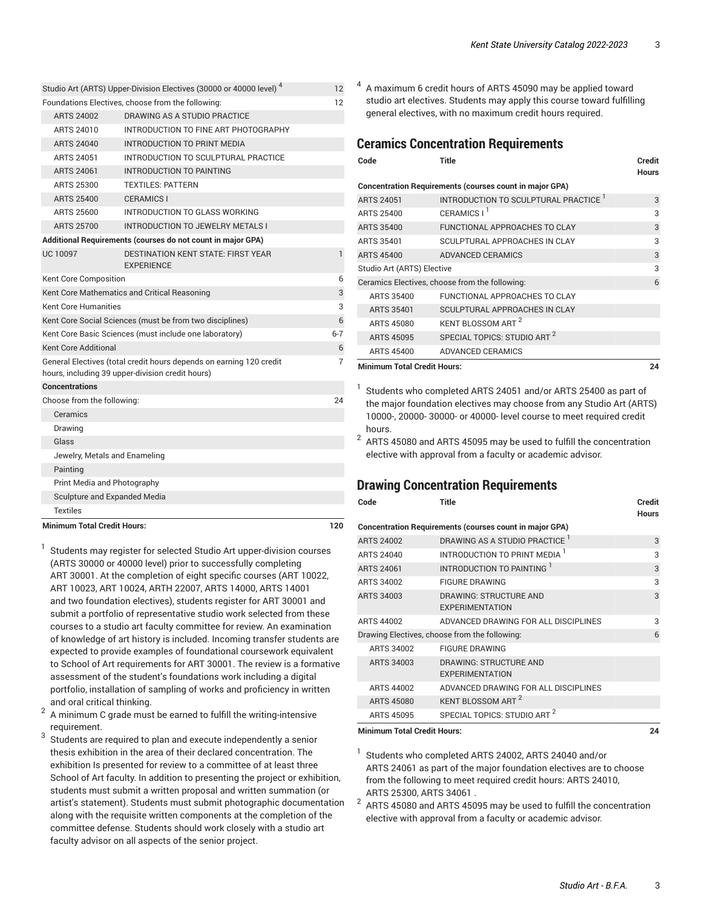| | | |
|---|---|---|
| Studio Art (ARTS) Upper-Division Electives (30000 or 40000 level) [4] | | 12 |
| Foundations Electives, choose from the following: | | 12 |
| ARTS 24002 | DRAWING AS A STUDIO PRACTICE | |
| ARTS 24010 | INTRODUCTION TO FINE ART PHOTOGRAPHY | |
| ARTS 24040 | INTRODUCTION TO PRINT MEDIA | |
| ARTS 24051 | INTRODUCTION TO SCULPTURAL PRACTICE | |
| ARTS 24061 | INTRODUCTION TO PAINTING | |
| ARTS 25300 | TEXTILES: PATTERN | |
| ARTS 25400 | CERAMICS I | |
| ARTS 25600 | INTRODUCTION TO GLASS WORKING | |
| ARTS 25700 | INTRODUCTION TO JEWELRY METALS I | |
| **Additional Requirements (courses do not count in major GPA)** | | |
| UC 10097 | DESTINATION KENT STATE: FIRST YEAR EXPERIENCE | 1 |
| Kent Core Composition | | 6 |
| Kent Core Mathematics and Critical Reasoning | | 3 |
| Kent Core Humanities | | 3 |
| Kent Core Social Sciences (must be from two disciplines) | | 6 |
| Kent Core Basic Sciences (must include one laboratory) | | 6-7 |
| Kent Core Additional | | 6 |
| General Electives (total credit hours depends on earning 120 credit hours, including 39 upper-division credit hours) | | 7 |
| **Concentrations** | | |
| Choose from the following: | | 24 |
| Ceramics | | |
| Drawing | | |
| Glass | | |
| Jewelry, Metals and Enameling | | |
| Painting | | |
| Print Media and Photography | | |
| Sculpture and Expanded Media | | |
| Textiles | | |
| **Minimum Total Credit Hours:** | | **120** |

1. Students may register for selected Studio Art upper-division courses (ARTS 30000 or 40000 level) prior to successfully completing ART 30001. At the completion of eight specific courses (ART 10022, ART 10023, ART 10024, ARTH 22007, ARTS 14000, ARTS 14001 and two foundation electives), students register for ART 30001 and submit a portfolio of representative studio work selected from these courses to a studio art faculty committee for review. An examination of knowledge of art history is included. Incoming transfer students are expected to provide examples of foundational coursework equivalent to School of Art requirements for ART 30001. The review is a formative assessment of the student's foundations work including a digital portfolio, installation of sampling of works and proficiency in written and oral critical thinking.
2. A minimum C grade must be earned to fulfill the writing-intensive requirement.
3. Students are required to plan and execute independently a senior thesis exhibition in the area of their declared concentration. The exhibition Is presented for review to a committee of at least three School of Art faculty. In addition to presenting the project or exhibition, students must submit a written proposal and written summation (or artist's statement). Students must submit photographic documentation along with the requisite written components at the completion of the committee defense. Students should work closely with a studio art faculty advisor on all aspects of the senior project.
4. A maximum 6 credit hours of ARTS 45090 may be applied toward studio art electives. Students may apply this course toward fulfilling general electives, with no maximum credit hours required.

## Ceramics Concentration Requirements

| Code | Title | Credit Hours |
|---|---|---|
| **Concentration Requirements (courses count in major GPA)** | | |
| ARTS 24051 | INTRODUCTION TO SCULPTURAL PRACTICE [1] | 3 |
| ARTS 25400 | CERAMICS I [1] | 3 |
| ARTS 35400 | FUNCTIONAL APPROACHES TO CLAY | 3 |
| ARTS 35401 | SCULPTURAL APPROACHES IN CLAY | 3 |
| ARTS 45400 | ADVANCED CERAMICS | 3 |
| Studio Art (ARTS) Elective | | 3 |
| Ceramics Electives, choose from the following: | | 6 |
| ARTS 35400 | FUNCTIONAL APPROACHES TO CLAY | |
| ARTS 35401 | SCULPTURAL APPROACHES IN CLAY | |
| ARTS 45080 | KENT BLOSSOM ART [2] | |
| ARTS 45095 | SPECIAL TOPICS: STUDIO ART [2] | |
| ARTS 45400 | ADVANCED CERAMICS | |
| **Minimum Total Credit Hours:** | | **24** |

1. Students who completed ARTS 24051 and/or ARTS 25400 as part of the major foundation electives may choose from any Studio Art (ARTS) 10000-, 20000- 30000- or 40000- level course to meet required credit hours.
2. ARTS 45080 and ARTS 45095 may be used to fulfill the concentration elective with approval from a faculty or academic advisor.

## Drawing Concentration Requirements

| Code | Title | Credit Hours |
|---|---|---|
| **Concentration Requirements (courses count in major GPA)** | | |
| ARTS 24002 | DRAWING AS A STUDIO PRACTICE [1] | 3 |
| ARTS 24040 | INTRODUCTION TO PRINT MEDIA [1] | 3 |
| ARTS 24061 | INTRODUCTION TO PAINTING [1] | 3 |
| ARTS 34002 | FIGURE DRAWING | 3 |
| ARTS 34003 | DRAWING: STRUCTURE AND EXPERIMENTATION | 3 |
| ARTS 44002 | ADVANCED DRAWING FOR ALL DISCIPLINES | 3 |
| Drawing Electives, choose from the following: | | 6 |
| ARTS 34002 | FIGURE DRAWING | |
| ARTS 34003 | DRAWING: STRUCTURE AND EXPERIMENTATION | |
| ARTS 44002 | ADVANCED DRAWING FOR ALL DISCIPLINES | |
| ARTS 45080 | KENT BLOSSOM ART [2] | |
| ARTS 45095 | SPECIAL TOPICS: STUDIO ART [2] | |
| **Minimum Total Credit Hours:** | | **24** |

1. Students who completed ARTS 24002, ARTS 24040 and/or ARTS 24061 as part of the major foundation electives are to choose from the following to meet required credit hours: ARTS 24010, ARTS 25300, ARTS 34061 .
2. ARTS 45080 and ARTS 45095 may be used to fulfill the concentration elective with approval from a faculty or academic advisor.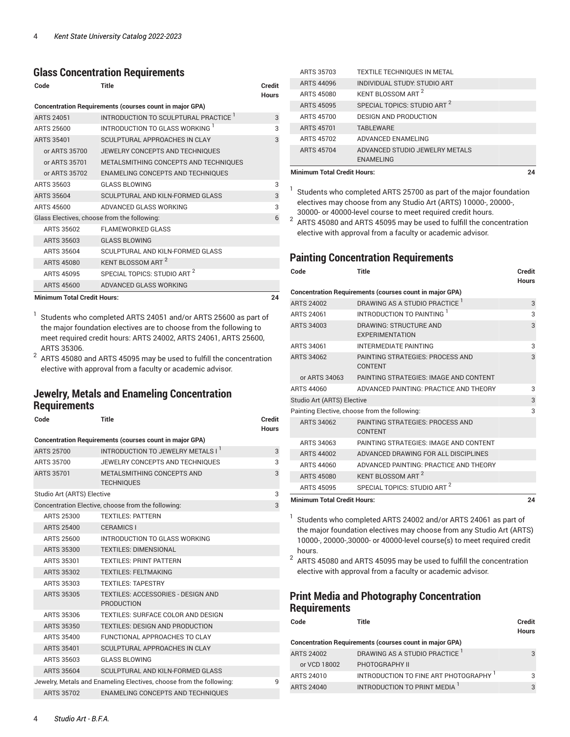## Glass Concentration Requirements

| Code | Title | Credit Hours |
| --- | --- | --- |
| **Concentration Requirements (courses count in major GPA)** | | |
| ARTS 24051 | INTRODUCTION TO SCULPTURAL PRACTICE [1] | 3 |
| ARTS 25600 | INTRODUCTION TO GLASS WORKING [1] | 3 |
| ARTS 35401 | SCULPTURAL APPROACHES IN CLAY | 3 |
| or ARTS 35700 | JEWELRY CONCEPTS AND TECHNIQUES | |
| or ARTS 35701 | METALSMITHING CONCEPTS AND TECHNIQUES | |
| or ARTS 35702 | ENAMELING CONCEPTS AND TECHNIQUES | |
| ARTS 35603 | GLASS BLOWING | 3 |
| ARTS 35604 | SCULPTURAL AND KILN-FORMED GLASS | 3 |
| ARTS 45600 | ADVANCED GLASS WORKING | 3 |
| Glass Electives, choose from the following: | | 6 |
| ARTS 35602 | FLAMEWORKED GLASS | |
| ARTS 35603 | GLASS BLOWING | |
| ARTS 35604 | SCULPTURAL AND KILN-FORMED GLASS | |
| ARTS 45080 | KENT BLOSSOM ART [2] | |
| ARTS 45095 | SPECIAL TOPICS: STUDIO ART [2] | |
| ARTS 45600 | ADVANCED GLASS WORKING | |
| **Minimum Total Credit Hours:** | | **24** |

1. Students who completed ARTS 24051 and/or ARTS 25600 as part of the major foundation electives are to choose from the following to meet required credit hours: ARTS 24002, ARTS 24061, ARTS 25600, ARTS 35306.
2. ARTS 45080 and ARTS 45095 may be used to fulfill the concentration elective with approval from a faculty or academic advisor.

## Jewelry, Metals and Enameling Concentration Requirements

| Code | Title | Credit Hours |
| --- | --- | --- |
| **Concentration Requirements (courses count in major GPA)** | | |
| ARTS 25700 | INTRODUCTION TO JEWELRY METALS I [1] | 3 |
| ARTS 35700 | JEWELRY CONCEPTS AND TECHNIQUES | 3 |
| ARTS 35701 | METALSMITHING CONCEPTS AND TECHNIQUES | 3 |
| Studio Art (ARTS) Elective | | 3 |
| Concentration Elective, choose from the following: | | 3 |
| ARTS 25300 | TEXTILES: PATTERN | |
| ARTS 25400 | CERAMICS I | |
| ARTS 25600 | INTRODUCTION TO GLASS WORKING | |
| ARTS 35300 | TEXTILES: DIMENSIONAL | |
| ARTS 35301 | TEXTILES: PRINT PATTERN | |
| ARTS 35302 | TEXTILES: FELTMAKING | |
| ARTS 35303 | TEXTILES: TAPESTRY | |
| ARTS 35305 | TEXTILES: ACCESSORIES - DESIGN AND PRODUCTION | |
| ARTS 35306 | TEXTILES: SURFACE COLOR AND DESIGN | |
| ARTS 35350 | TEXTILES: DESIGN AND PRODUCTION | |
| ARTS 35400 | FUNCTIONAL APPROACHES TO CLAY | |
| ARTS 35401 | SCULPTURAL APPROACHES IN CLAY | |
| ARTS 35603 | GLASS BLOWING | |
| ARTS 35604 | SCULPTURAL AND KILN-FORMED GLASS | |
| Jewelry, Metals and Enameling Electives, choose from the following: | | 9 |
| ARTS 35702 | ENAMELING CONCEPTS AND TECHNIQUES | |
| ARTS 35703 | TEXTILE TECHNIQUES IN METAL | |
| ARTS 44096 | INDIVIDUAL STUDY: STUDIO ART | |
| ARTS 45080 | KENT BLOSSOM ART [2] | |
| ARTS 45095 | SPECIAL TOPICS: STUDIO ART [2] | |
| ARTS 45700 | DESIGN AND PRODUCTION | |
| ARTS 45701 | TABLEWARE | |
| ARTS 45702 | ADVANCED ENAMELING | |
| ARTS 45704 | ADVANCED STUDIO JEWELRY METALS ENAMELING | |
| **Minimum Total Credit Hours:** | | **24** |

1. Students who completed ARTS 25700 as part of the major foundation electives may choose from any Studio Art (ARTS) 10000-, 20000-, 30000- or 40000-level course to meet required credit hours.
2. ARTS 45080 and ARTS 45095 may be used to fulfill the concentration elective with approval from a faculty or academic advisor.

## Painting Concentration Requirements

| Code | Title | Credit Hours |
| --- | --- | --- |
| **Concentration Requirements (courses count in major GPA)** | | |
| ARTS 24002 | DRAWING AS A STUDIO PRACTICE [1] | 3 |
| ARTS 24061 | INTRODUCTION TO PAINTING [1] | 3 |
| ARTS 34003 | DRAWING: STRUCTURE AND EXPERIMENTATION | 3 |
| ARTS 34061 | INTERMEDIATE PAINTING | 3 |
| ARTS 34062 | PAINTING STRATEGIES: PROCESS AND CONTENT | 3 |
| or ARTS 34063 | PAINTING STRATEGIES: IMAGE AND CONTENT | |
| ARTS 44060 | ADVANCED PAINTING: PRACTICE AND THEORY | 3 |
| Studio Art (ARTS) Elective | | 3 |
| Painting Elective, choose from the following: | | 3 |
| ARTS 34062 | PAINTING STRATEGIES: PROCESS AND CONTENT | |
| ARTS 34063 | PAINTING STRATEGIES: IMAGE AND CONTENT | |
| ARTS 44002 | ADVANCED DRAWING FOR ALL DISCIPLINES | |
| ARTS 44060 | ADVANCED PAINTING: PRACTICE AND THEORY | |
| ARTS 45080 | KENT BLOSSOM ART [2] | |
| ARTS 45095 | SPECIAL TOPICS: STUDIO ART [2] | |
| **Minimum Total Credit Hours:** | | **24** |

1. Students who completed ARTS 24002 and/or ARTS 24061 as part of the major foundation electives may choose from any Studio Art (ARTS) 10000-, 20000-,30000- or 40000-level course(s) to meet required credit hours.
2. ARTS 45080 and ARTS 45095 may be used to fulfill the concentration elective with approval from a faculty or academic advisor.

## Print Media and Photography Concentration Requirements

| Code | Title | Credit Hours |
| --- | --- | --- |
| **Concentration Requirements (courses count in major GPA)** | | |
| ARTS 24002 | DRAWING AS A STUDIO PRACTICE [1] | 3 |
| or VCD 18002 | PHOTOGRAPHY II | |
| ARTS 24010 | INTRODUCTION TO FINE ART PHOTOGRAPHY [1] | 3 |
| ARTS 24040 | INTRODUCTION TO PRINT MEDIA [1] | 3 |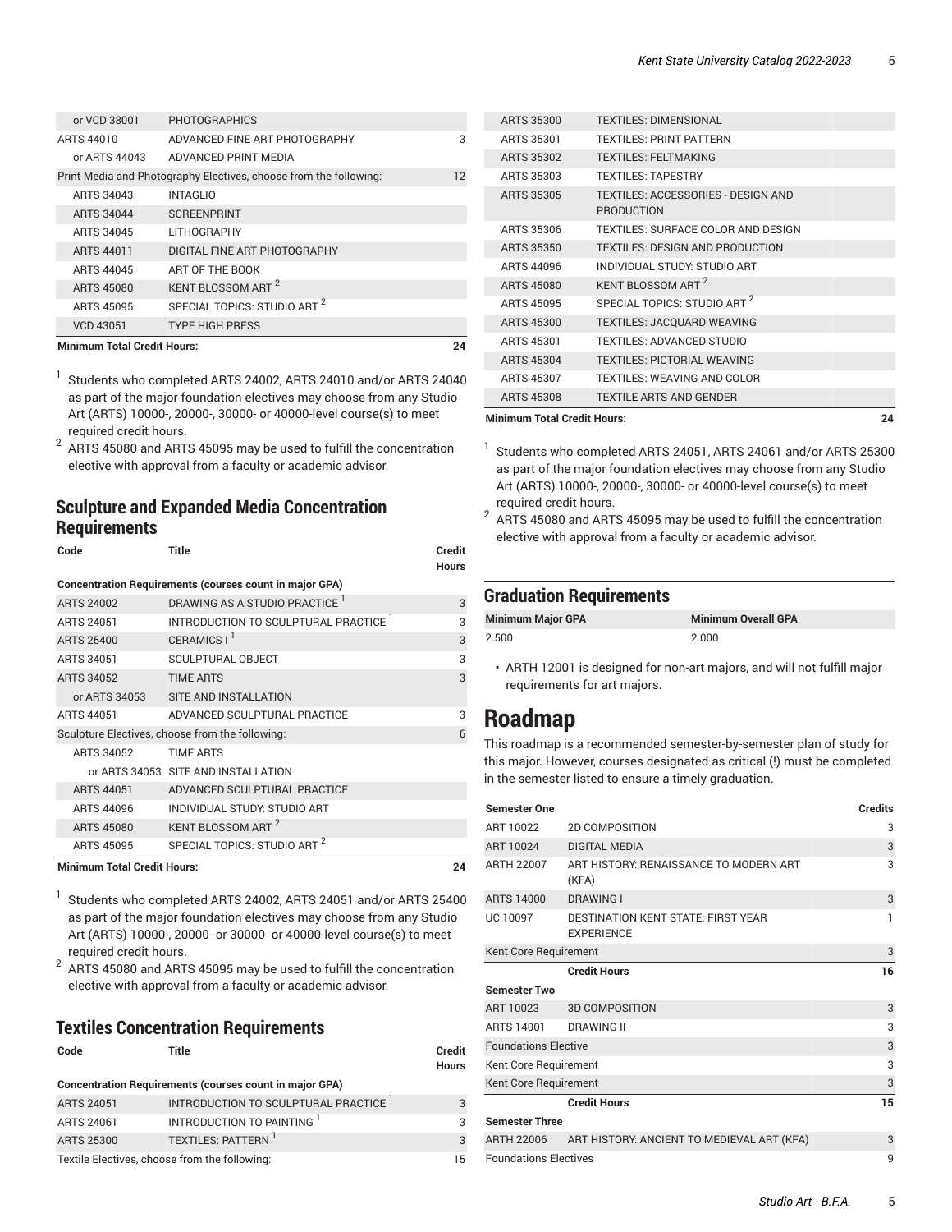| Code | Title | Credit Hours |
|---|---|---|
| or VCD 38001 | PHOTOGRAPHICS | |
| ARTS 44010 | ADVANCED FINE ART PHOTOGRAPHY | 3 |
| or ARTS 44043 | ADVANCED PRINT MEDIA | |
| Print Media and Photography Electives, choose from the following: | | 12 |
| ARTS 34043 | INTAGLIO | |
| ARTS 34044 | SCREENPRINT | |
| ARTS 34045 | LITHOGRAPHY | |
| ARTS 44011 | DIGITAL FINE ART PHOTOGRAPHY | |
| ARTS 44045 | ART OF THE BOOK | |
| ARTS 45080 | KENT BLOSSOM ART [2] | |
| ARTS 45095 | SPECIAL TOPICS: STUDIO ART [2] | |
| VCD 43051 | TYPE HIGH PRESS | |
| **Minimum Total Credit Hours:** | | **24** |

[1] Students who completed ARTS 24002, ARTS 24010 and/or ARTS 24040 as part of the major foundation electives may choose from any Studio Art (ARTS) 10000-, 20000-, 30000- or 40000-level course(s) to meet required credit hours.

[2] ARTS 45080 and ARTS 45095 may be used to fulfill the concentration elective with approval from a faculty or academic advisor.

## Sculpture and Expanded Media Concentration Requirements

| Code | Title | Credit Hours |
|---|---|---|
| **Concentration Requirements (courses count in major GPA)** | | |
| ARTS 24002 | DRAWING AS A STUDIO PRACTICE [1] | 3 |
| ARTS 24051 | INTRODUCTION TO SCULPTURAL PRACTICE [1] | 3 |
| ARTS 25400 | CERAMICS I [1] | 3 |
| ARTS 34051 | SCULPTURAL OBJECT | 3 |
| ARTS 34052 | TIME ARTS | 3 |
| or ARTS 34053 | SITE AND INSTALLATION | |
| ARTS 44051 | ADVANCED SCULPTURAL PRACTICE | 3 |
| Sculpture Electives, choose from the following: | | 6 |
| ARTS 34052 | TIME ARTS | |
| or ARTS 34053 | SITE AND INSTALLATION | |
| ARTS 44051 | ADVANCED SCULPTURAL PRACTICE | |
| ARTS 44096 | INDIVIDUAL STUDY: STUDIO ART | |
| ARTS 45080 | KENT BLOSSOM ART [2] | |
| ARTS 45095 | SPECIAL TOPICS: STUDIO ART [2] | |
| **Minimum Total Credit Hours:** | | **24** |

[1] Students who completed ARTS 24002, ARTS 24051 and/or ARTS 25400 as part of the major foundation electives may choose from any Studio Art (ARTS) 10000-, 20000- or 30000- or 40000-level course(s) to meet required credit hours.

[2] ARTS 45080 and ARTS 45095 may be used to fulfill the concentration elective with approval from a faculty or academic advisor.

## Textiles Concentration Requirements

| Code | Title | Credit Hours |
|---|---|---|
| **Concentration Requirements (courses count in major GPA)** | | |
| ARTS 24051 | INTRODUCTION TO SCULPTURAL PRACTICE [1] | 3 |
| ARTS 24061 | INTRODUCTION TO PAINTING [1] | 3 |
| ARTS 25300 | TEXTILES: PATTERN [1] | 3 |
| Textile Electives, choose from the following: | | 15 |
| ARTS 35300 | TEXTILES: DIMENSIONAL | |
| ARTS 35301 | TEXTILES: PRINT PATTERN | |
| ARTS 35302 | TEXTILES: FELTMAKING | |
| ARTS 35303 | TEXTILES: TAPESTRY | |
| ARTS 35305 | TEXTILES: ACCESSORIES - DESIGN AND PRODUCTION | |
| ARTS 35306 | TEXTILES: SURFACE COLOR AND DESIGN | |
| ARTS 35350 | TEXTILES: DESIGN AND PRODUCTION | |
| ARTS 44096 | INDIVIDUAL STUDY: STUDIO ART | |
| ARTS 45080 | KENT BLOSSOM ART [2] | |
| ARTS 45095 | SPECIAL TOPICS: STUDIO ART [2] | |
| ARTS 45300 | TEXTILES: JACQUARD WEAVING | |
| ARTS 45301 | TEXTILES: ADVANCED STUDIO | |
| ARTS 45304 | TEXTILES: PICTORIAL WEAVING | |
| ARTS 45307 | TEXTILES: WEAVING AND COLOR | |
| ARTS 45308 | TEXTILE ARTS AND GENDER | |
| **Minimum Total Credit Hours:** | | **24** |

[1] Students who completed ARTS 24051, ARTS 24061 and/or ARTS 25300 as part of the major foundation electives may choose from any Studio Art (ARTS) 10000-, 20000-, 30000- or 40000-level course(s) to meet required credit hours.

[2] ARTS 45080 and ARTS 45095 may be used to fulfill the concentration elective with approval from a faculty or academic advisor.

## Graduation Requirements

| Minimum Major GPA | Minimum Overall GPA |
|---|---|
| 2.500 | 2.000 |

- ARTH 12001 is designed for non-art majors, and will not fulfill major requirements for art majors.

# Roadmap

This roadmap is a recommended semester-by-semester plan of study for this major. However, courses designated as critical (!) must be completed in the semester listed to ensure a timely graduation.

| Semester One | | Credits |
|---|---|---|
| ART 10022 | 2D COMPOSITION | 3 |
| ART 10024 | DIGITAL MEDIA | 3 |
| ARTH 22007 | ART HISTORY: RENAISSANCE TO MODERN ART (KFA) | 3 |
| ARTS 14000 | DRAWING I | 3 |
| UC 10097 | DESTINATION KENT STATE: FIRST YEAR EXPERIENCE | 1 |
| Kent Core Requirement | | 3 |
| | **Credit Hours** | **16** |
| **Semester Two** | | |
| ART 10023 | 3D COMPOSITION | 3 |
| ARTS 14001 | DRAWING II | 3 |
| Foundations Elective | | 3 |
| Kent Core Requirement | | 3 |
| Kent Core Requirement | | 3 |
| | **Credit Hours** | **15** |
| **Semester Three** | | |
| ARTH 22006 | ART HISTORY: ANCIENT TO MEDIEVAL ART (KFA) | 3 |
| Foundations Electives | | 9 |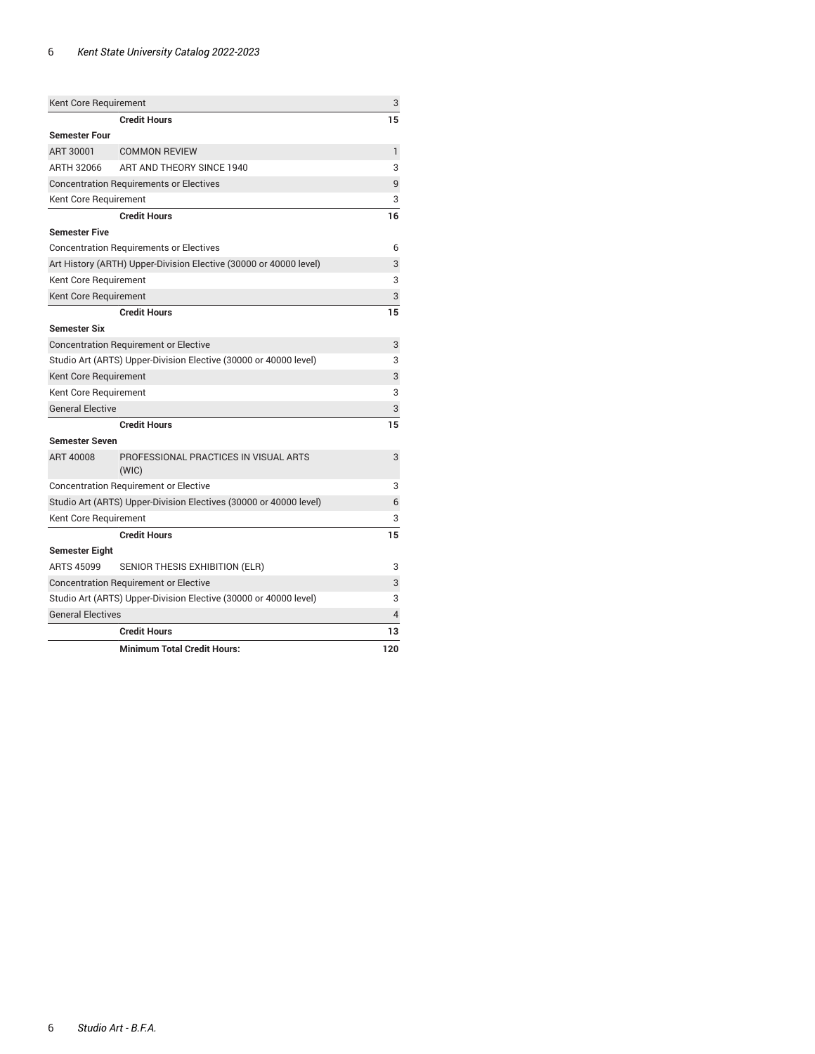| | | |
|---|---|---|
| Kent Core Requirement | | 3 |
| | **Credit Hours** | **15** |
| **Semester Four** | | |
| ART 30001 | COMMON REVIEW | 1 |
| ARTH 32066 | ART AND THEORY SINCE 1940 | 3 |
| Concentration Requirements or Electives | | 9 |
| Kent Core Requirement | | 3 |
| | **Credit Hours** | **16** |
| **Semester Five** | | |
| Concentration Requirements or Electives | | 6 |
| Art History (ARTH) Upper-Division Elective (30000 or 40000 level) | | 3 |
| Kent Core Requirement | | 3 |
| Kent Core Requirement | | 3 |
| | **Credit Hours** | **15** |
| **Semester Six** | | |
| Concentration Requirement or Elective | | 3 |
| Studio Art (ARTS) Upper-Division Elective (30000 or 40000 level) | | 3 |
| Kent Core Requirement | | 3 |
| Kent Core Requirement | | 3 |
| General Elective | | 3 |
| | **Credit Hours** | **15** |
| **Semester Seven** | | |
| ART 40008 | PROFESSIONAL PRACTICES IN VISUAL ARTS (WIC) | 3 |
| Concentration Requirement or Elective | | 3 |
| Studio Art (ARTS) Upper-Division Electives (30000 or 40000 level) | | 6 |
| Kent Core Requirement | | 3 |
| | **Credit Hours** | **15** |
| **Semester Eight** | | |
| ARTS 45099 | SENIOR THESIS EXHIBITION (ELR) | 3 |
| Concentration Requirement or Elective | | 3 |
| Studio Art (ARTS) Upper-Division Elective (30000 or 40000 level) | | 3 |
| General Electives | | 4 |
| | **Credit Hours** | **13** |
| | **Minimum Total Credit Hours:** | **120** |